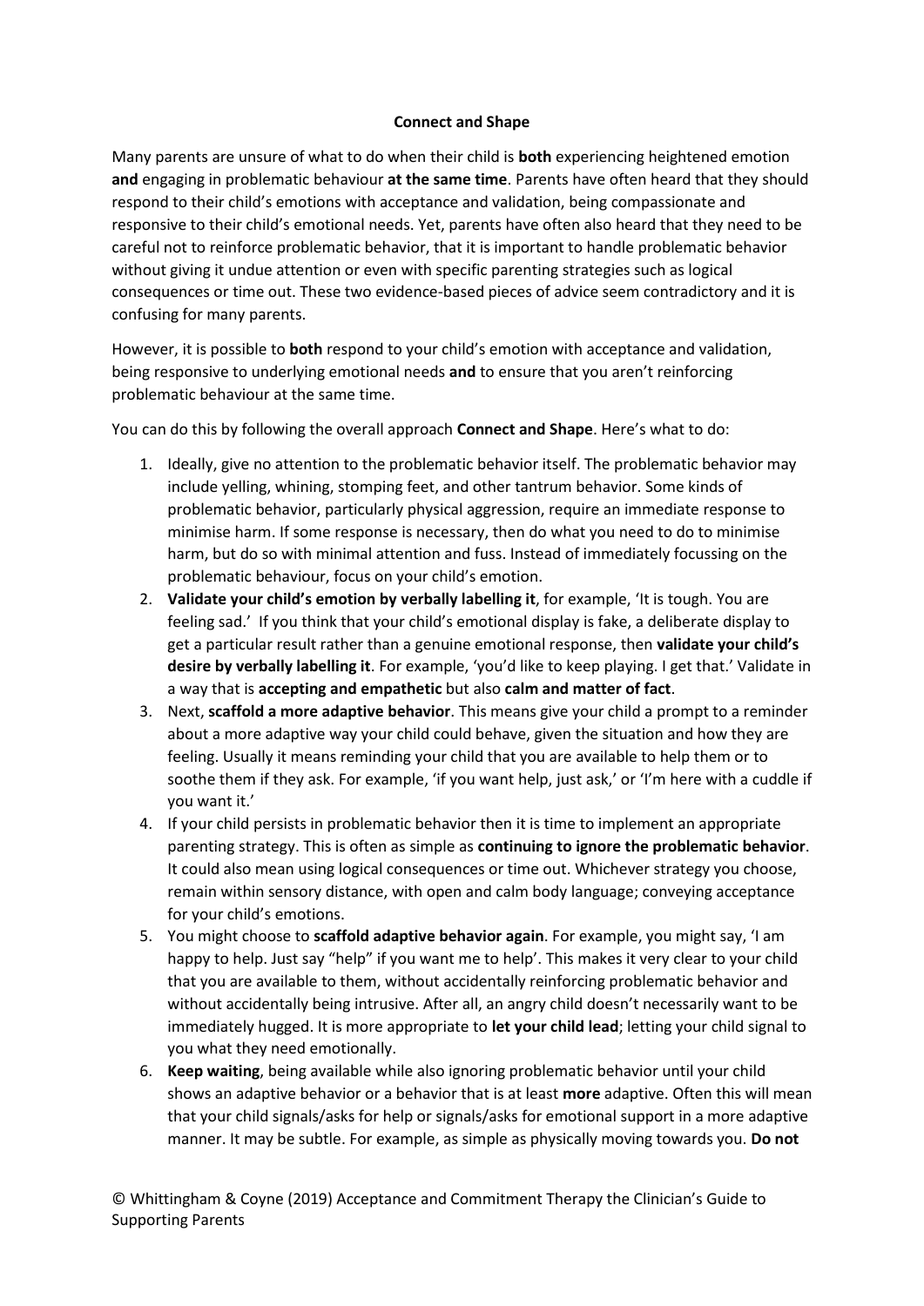**Connect and Shape**

Many parents are unsure of what to do when their child is **both** experiencing heightened emotion **and** engaging in problematic behaviour **at the same time**. Parents have often heard that they should respond to their child's emotions with acceptance and validation, being compassionate and responsive to their child's emotional needs. Yet, parents have often also heard that they need to be careful not to reinforce problematic behavior, that it is important to handle problematic behavior without giving it undue attention or even with specific parenting strategies such as logical consequences or time out. These two evidence-based pieces of advice seem contradictory and it is confusing for many parents.

However, it is possible to **both** respond to your child's emotion with acceptance and validation, being responsive to underlying emotional needs **and** to ensure that you aren't reinforcing problematic behaviour at the same time.

You can do this by following the overall approach **Connect and Shape**. Here's what to do:

1. Ideally, give no attention to the problematic behavior itself. The problematic behavior may include yelling, whining, stomping feet, and other tantrum behavior. Some kinds of problematic behavior, particularly physical aggression, require an immediate response to minimise harm. If some response is necessary, then do what you need to do to minimise harm, but do so with minimal attention and fuss. Instead of immediately focussing on the problematic behaviour, focus on your child's emotion.
2. **Validate your child's emotion by verbally labelling it**, for example, 'It is tough. You are feeling sad.' If you think that your child's emotional display is fake, a deliberate display to get a particular result rather than a genuine emotional response, then **validate your child's desire by verbally labelling it**. For example, 'you'd like to keep playing. I get that.' Validate in a way that is **accepting and empathetic** but also **calm and matter of fact**.
3. Next, **scaffold a more adaptive behavior**. This means give your child a prompt to a reminder about a more adaptive way your child could behave, given the situation and how they are feeling. Usually it means reminding your child that you are available to help them or to soothe them if they ask. For example, 'if you want help, just ask,' or 'I'm here with a cuddle if you want it.'
4. If your child persists in problematic behavior then it is time to implement an appropriate parenting strategy. This is often as simple as **continuing to ignore the problematic behavior**. It could also mean using logical consequences or time out. Whichever strategy you choose, remain within sensory distance, with open and calm body language; conveying acceptance for your child's emotions.
5. You might choose to **scaffold adaptive behavior again**. For example, you might say, 'I am happy to help. Just say "help" if you want me to help'. This makes it very clear to your child that you are available to them, without accidentally reinforcing problematic behavior and without accidentally being intrusive. After all, an angry child doesn't necessarily want to be immediately hugged. It is more appropriate to **let your child lead**; letting your child signal to you what they need emotionally.
6. **Keep waiting**, being available while also ignoring problematic behavior until your child shows an adaptive behavior or a behavior that is at least **more** adaptive. Often this will mean that your child signals/asks for help or signals/asks for emotional support in a more adaptive manner. It may be subtle. For example, as simple as physically moving towards you. **Do not**

© Whittingham & Coyne (2019) Acceptance and Commitment Therapy the Clinician's Guide to Supporting Parents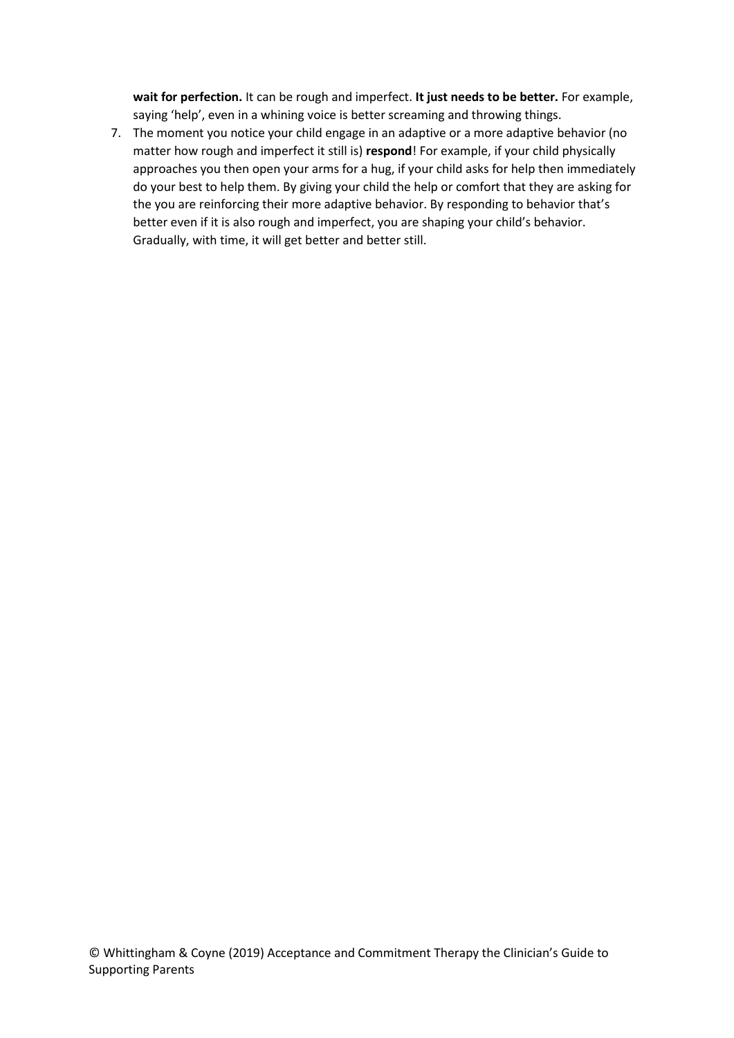**wait for perfection.** It can be rough and imperfect. **It just needs to be better.** For example, saying 'help', even in a whining voice is better screaming and throwing things.

7. The moment you notice your child engage in an adaptive or a more adaptive behavior (no matter how rough and imperfect it still is) **respond**! For example, if your child physically approaches you then open your arms for a hug, if your child asks for help then immediately do your best to help them. By giving your child the help or comfort that they are asking for the you are reinforcing their more adaptive behavior. By responding to behavior that's better even if it is also rough and imperfect, you are shaping your child's behavior. Gradually, with time, it will get better and better still.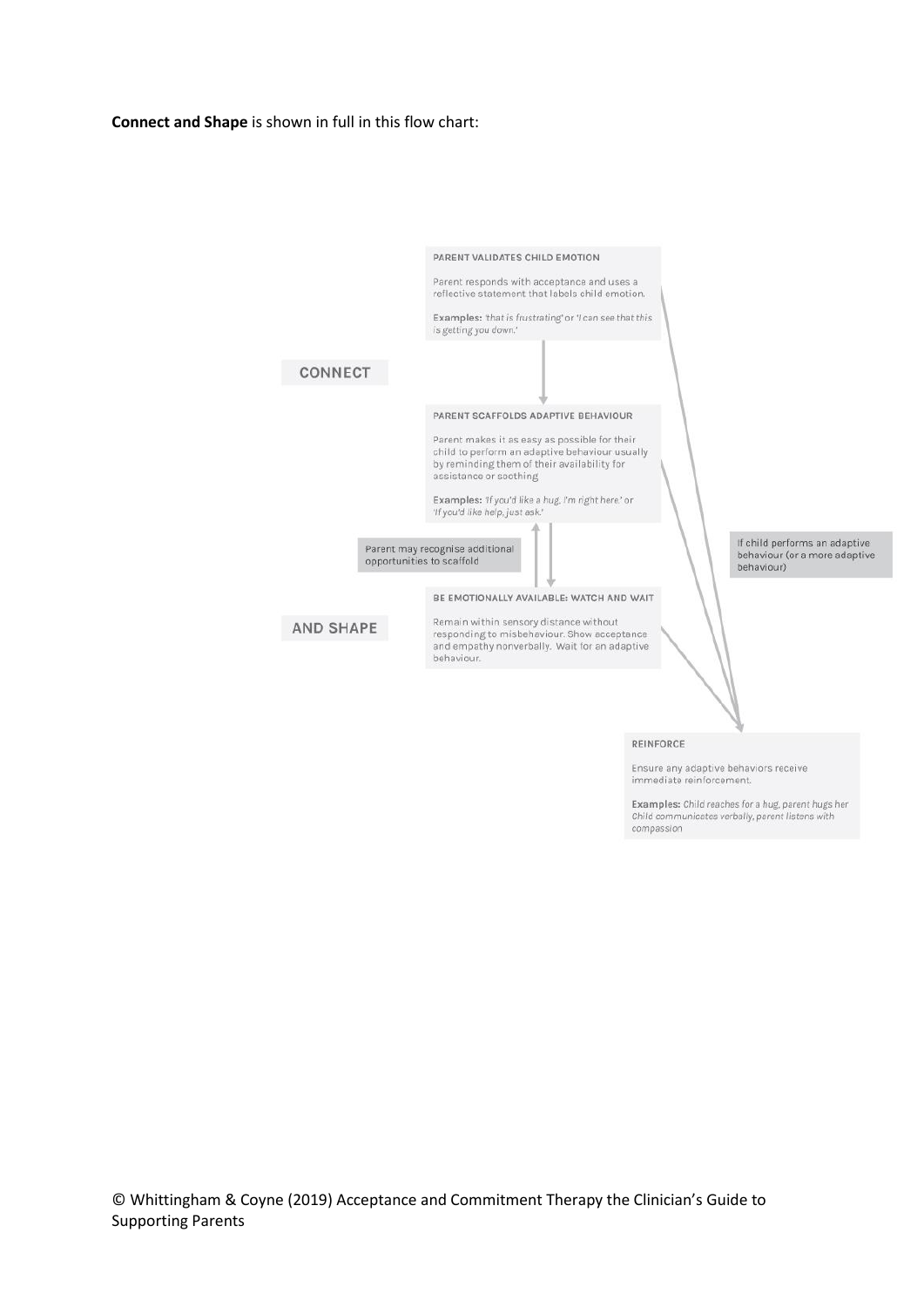**Connect and Shape** is shown in full in this flow chart:

CONNECT

AND SHAPE

PARENT VALIDATES CHILD EMOTION

Parent responds with acceptance and uses a reflective statement that labels child emotion.

**Examples:** *'that is frustrating'* or *'I can see that this is getting you down.'*

PARENT SCAFFOLDS ADAPTIVE BEHAVIOUR

Parent makes it as easy as possible for their child to perform an adaptive behaviour usually by reminding them of their availability for assistance or soothing

**Examples:** *'If you'd like a hug, I'm right here.'* or *'If you'd like help, just ask.'*

Parent may recognise additional opportunities to scaffold

BE EMOTIONALLY AVAILABLE: WATCH AND WAIT

Remain within sensory distance without responding to misbehaviour. Show acceptance and empathy nonverbally. Wait for an adaptive behaviour.

If child performs an adaptive behaviour (or a more adaptive behaviour)

REINFORCE

Ensure any adaptive behaviors receive immediate reinforcement.

**Examples:** *Child reaches for a hug, parent hugs her Child communicates verbally, parent listens with compassion*

© Whittingham & Coyne (2019) Acceptance and Commitment Therapy the Clinician's Guide to Supporting Parents